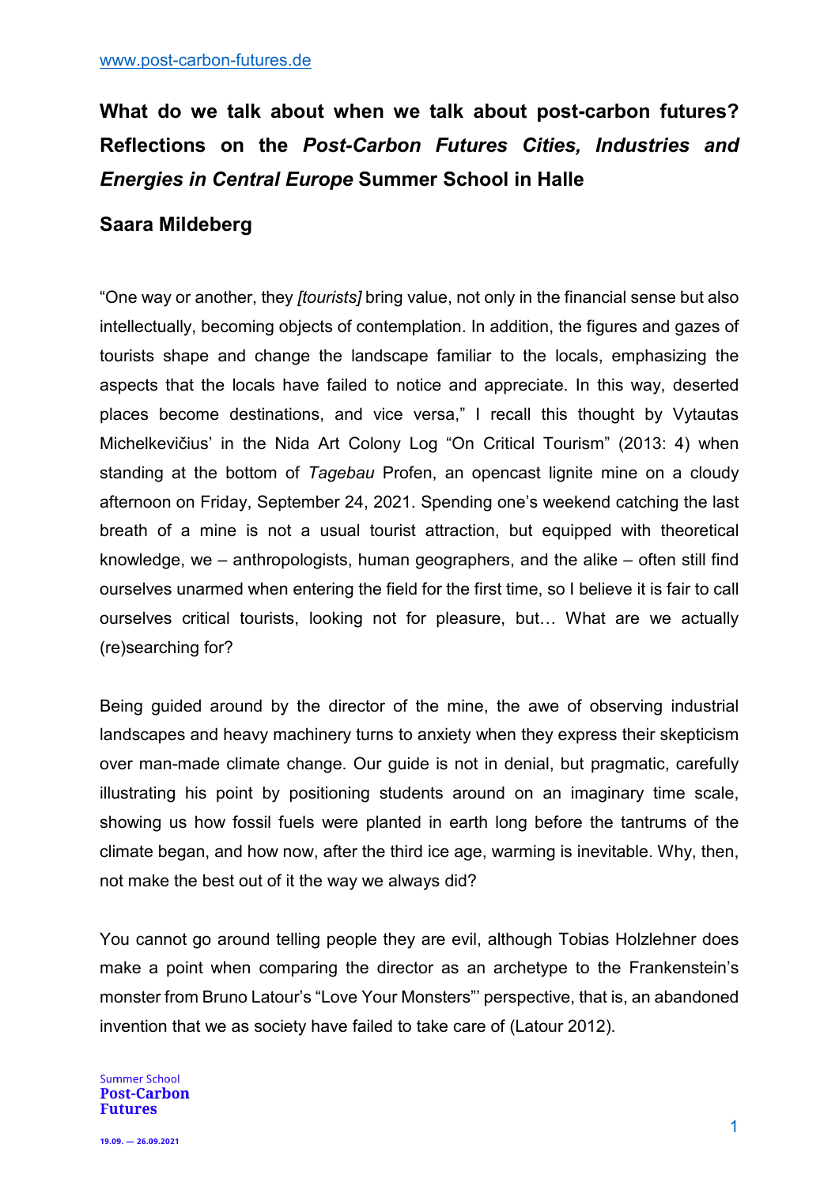# What do we talk about when we talk about post-carbon futures? Reflections on the *Post-Carbon Futures Cities, Industries and Energies in Central Europe* Summer School in Halle

## Saara Mildeberg

"One way or another, they *[tourists]* bring value, not only in the financial sense but also intellectually, becoming objects of contemplation. In addition, the figures and gazes of tourists shape and change the landscape familiar to the locals, emphasizing the aspects that the locals have failed to notice and appreciate. In this way, deserted places become destinations, and vice versa," I recall this thought by Vytautas Michelkevičius' in the Nida Art Colony Log "On Critical Tourism" (2013: 4) when standing at the bottom of *Tagebau* Profen, an opencast lignite mine on a cloudy afternoon on Friday, September 24, 2021. Spending one's weekend catching the last breath of a mine is not a usual tourist attraction, but equipped with theoretical knowledge, we – anthropologists, human geographers, and the alike – often still find ourselves unarmed when entering the field for the first time, so I believe it is fair to call ourselves critical tourists, looking not for pleasure, but… What are we actually (re)searching for?

Being guided around by the director of the mine, the awe of observing industrial landscapes and heavy machinery turns to anxiety when they express their skepticism over man-made climate change. Our guide is not in denial, but pragmatic, carefully illustrating his point by positioning students around on an imaginary time scale, showing us how fossil fuels were planted in earth long before the tantrums of the climate began, and how now, after the third ice age, warming is inevitable. Why, then, not make the best out of it the way we always did?

You cannot go around telling people they are evil, although Tobias Holzlehner does make a point when comparing the director as an archetype to the Frankenstein's monster from Bruno Latour's "Love Your Monsters"' perspective, that is, an abandoned invention that we as society have failed to take care of (Latour 2012).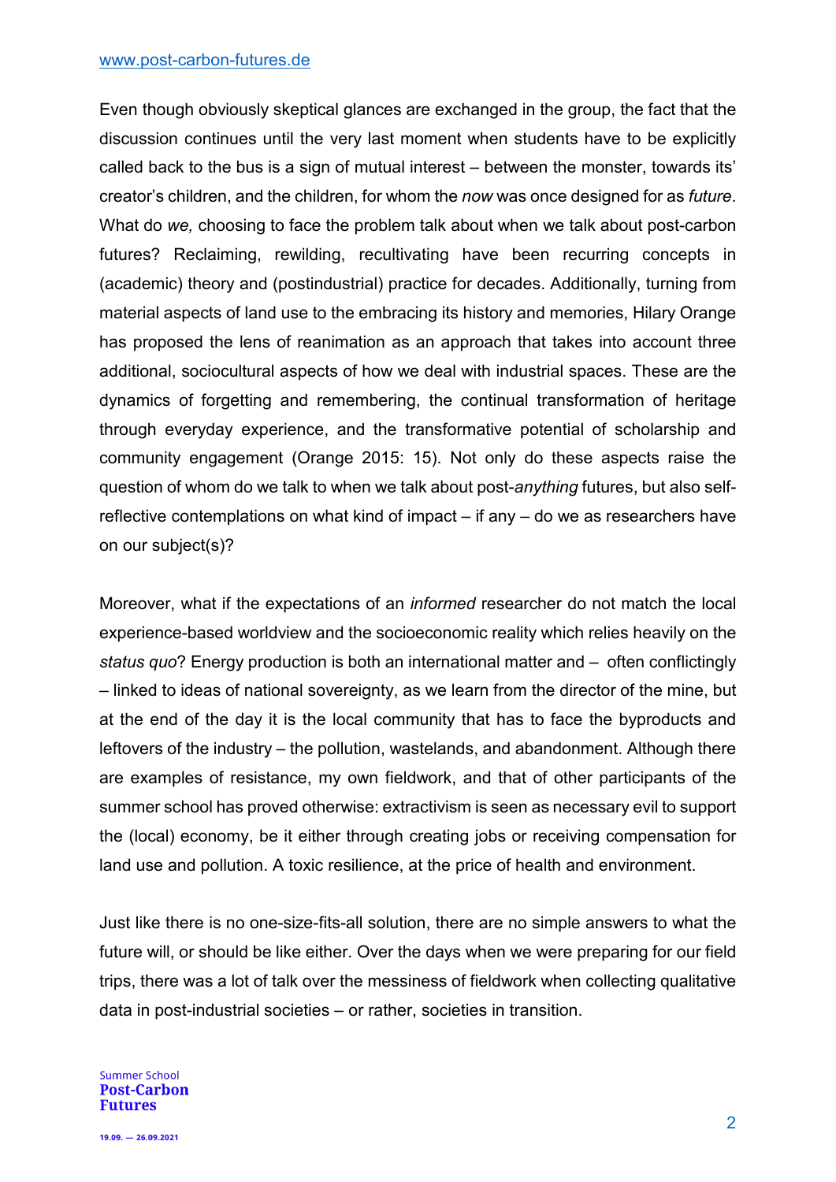Even though obviously skeptical glances are exchanged in the group, the fact that the discussion continues until the very last moment when students have to be explicitly called back to the bus is a sign of mutual interest – between the monster, towards its' creator's children, and the children, for whom the *now* was once designed for as *future*. What do *we,* choosing to face the problem talk about when we talk about post-carbon futures? Reclaiming, rewilding, recultivating have been recurring concepts in (academic) theory and (postindustrial) practice for decades. Additionally, turning from material aspects of land use to the embracing its history and memories, Hilary Orange has proposed the lens of reanimation as an approach that takes into account three additional, sociocultural aspects of how we deal with industrial spaces. These are the dynamics of forgetting and remembering, the continual transformation of heritage through everyday experience, and the transformative potential of scholarship and community engagement (Orange 2015: 15). Not only do these aspects raise the question of whom do we talk to when we talk about post-*anything* futures, but also self-reflective contemplations on what kind of impact – if any – do we as researchers have on our subject(s)?

Moreover, what if the expectations of an *informed* researcher do not match the local experience-based worldview and the socioeconomic reality which relies heavily on the *status quo*? Energy production is both an international matter and – often conflictingly – linked to ideas of national sovereignty, as we learn from the director of the mine, but at the end of the day it is the local community that has to face the byproducts and leftovers of the industry – the pollution, wastelands, and abandonment. Although there are examples of resistance, my own fieldwork, and that of other participants of the summer school has proved otherwise: extractivism is seen as necessary evil to support the (local) economy, be it either through creating jobs or receiving compensation for land use and pollution. A toxic resilience, at the price of health and environment.

Just like there is no one-size-fits-all solution, there are no simple answers to what the future will, or should be like either. Over the days when we were preparing for our field trips, there was a lot of talk over the messiness of fieldwork when collecting qualitative data in post-industrial societies – or rather, societies in transition.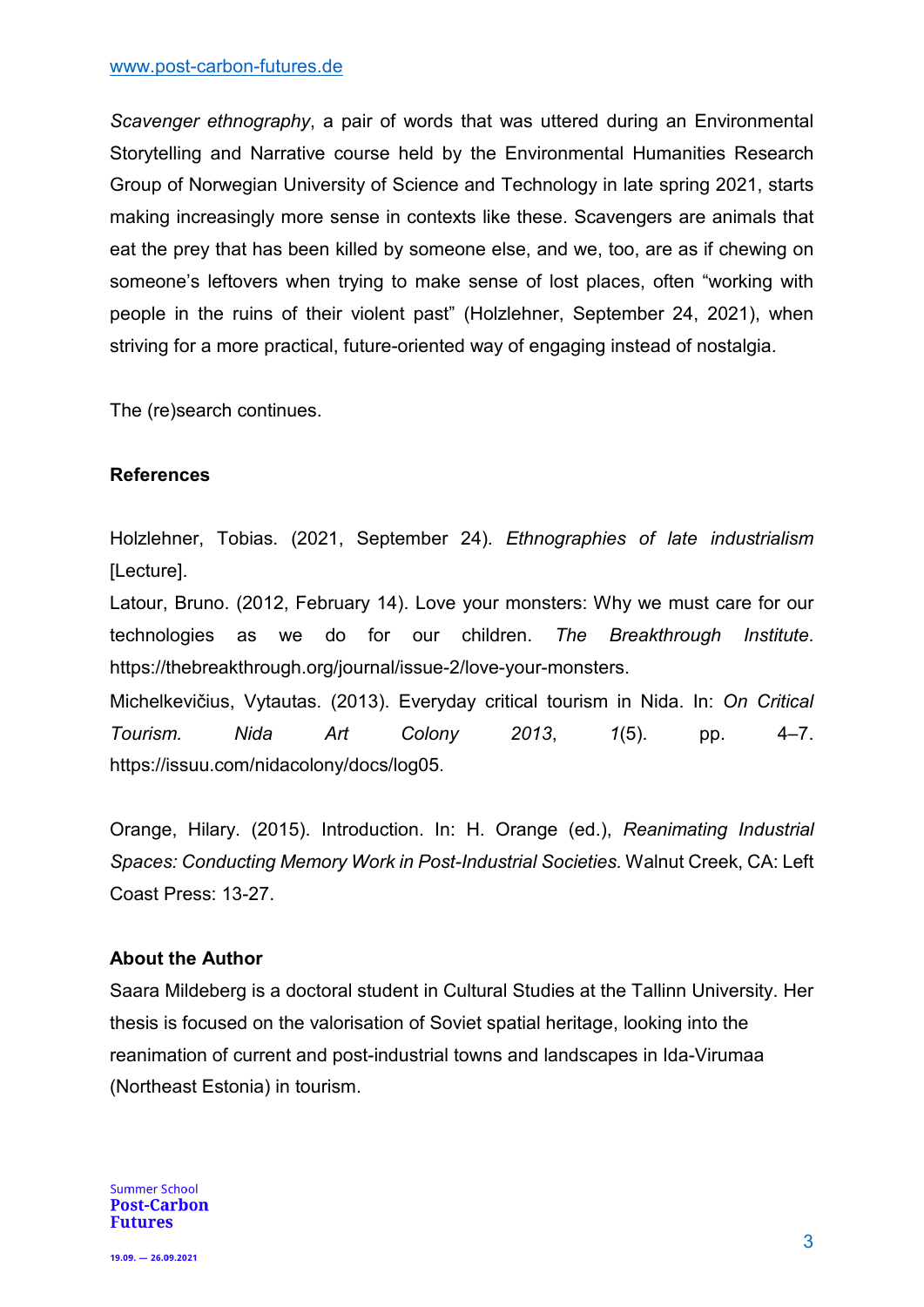*Scavenger ethnography*, a pair of words that was uttered during an Environmental Storytelling and Narrative course held by the Environmental Humanities Research Group of Norwegian University of Science and Technology in late spring 2021, starts making increasingly more sense in contexts like these. Scavengers are animals that eat the prey that has been killed by someone else, and we, too, are as if chewing on someone's leftovers when trying to make sense of lost places, often "working with people in the ruins of their violent past" (Holzlehner, September 24, 2021), when striving for a more practical, future-oriented way of engaging instead of nostalgia.

The (re)search continues.

**References**

Holzlehner, Tobias. (2021, September 24). *Ethnographies of late industrialism* [Lecture].

Latour, Bruno. (2012, February 14). Love your monsters: Why we must care for our technologies as we do for our children. *The Breakthrough Institute*. https://thebreakthrough.org/journal/issue-2/love-your-monsters.

Michelkevičius, Vytautas. (2013). Everyday critical tourism in Nida. In: *On Critical Tourism. Nida Art Colony 2013*, *1*(5). pp. 4–7. https://issuu.com/nidacolony/docs/log05.

Orange, Hilary. (2015). Introduction. In: H. Orange (ed.), *Reanimating Industrial Spaces: Conducting Memory Work in Post-Industrial Societies.* Walnut Creek, CA: Left Coast Press: 13-27.

**About the Author**

Saara Mildeberg is a doctoral student in Cultural Studies at the Tallinn University. Her thesis is focused on the valorisation of Soviet spatial heritage, looking into the reanimation of current and post-industrial towns and landscapes in Ida-Virumaa (Northeast Estonia) in tourism.